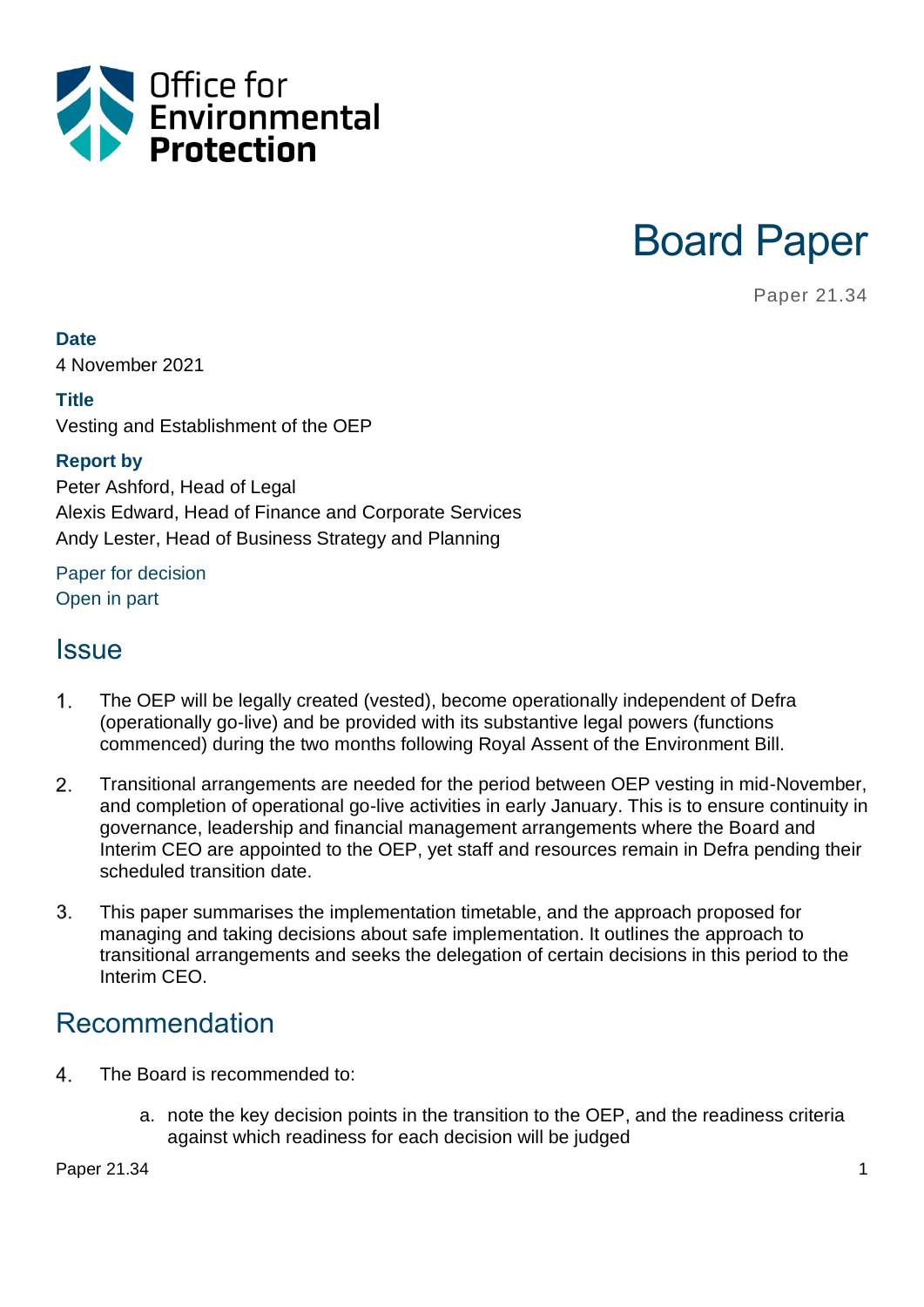Office for Environmental Protection

# Board Paper

Paper 21.34

**Date**
4 November 2021

**Title**
Vesting and Establishment of the OEP

**Report by**
Peter Ashford, Head of Legal
Alexis Edward, Head of Finance and Corporate Services
Andy Lester, Head of Business Strategy and Planning

Paper for decision
Open in part

## Issue

1. The OEP will be legally created (vested), become operationally independent of Defra (operationally go-live) and be provided with its substantive legal powers (functions commenced) during the two months following Royal Assent of the Environment Bill.

2. Transitional arrangements are needed for the period between OEP vesting in mid-November, and completion of operational go-live activities in early January. This is to ensure continuity in governance, leadership and financial management arrangements where the Board and Interim CEO are appointed to the OEP, yet staff and resources remain in Defra pending their scheduled transition date.

3. This paper summarises the implementation timetable, and the approach proposed for managing and taking decisions about safe implementation. It outlines the approach to transitional arrangements and seeks the delegation of certain decisions in this period to the Interim CEO.

## Recommendation

4. The Board is recommended to:

    a. note the key decision points in the transition to the OEP, and the readiness criteria against which readiness for each decision will be judged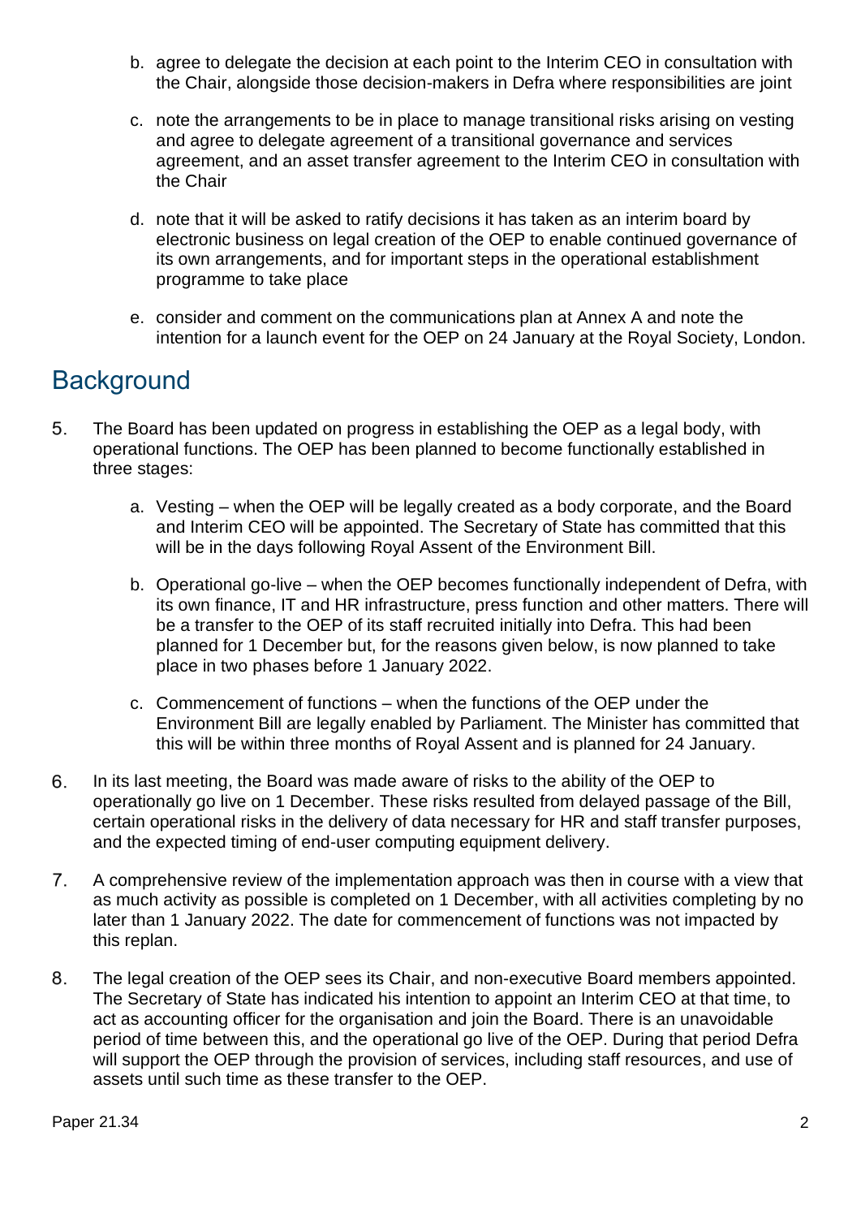b. agree to delegate the decision at each point to the Interim CEO in consultation with the Chair, alongside those decision-makers in Defra where responsibilities are joint

c. note the arrangements to be in place to manage transitional risks arising on vesting and agree to delegate agreement of a transitional governance and services agreement, and an asset transfer agreement to the Interim CEO in consultation with the Chair

d. note that it will be asked to ratify decisions it has taken as an interim board by electronic business on legal creation of the OEP to enable continued governance of its own arrangements, and for important steps in the operational establishment programme to take place

e. consider and comment on the communications plan at Annex A and note the intention for a launch event for the OEP on 24 January at the Royal Society, London.

## Background

5. The Board has been updated on progress in establishing the OEP as a legal body, with operational functions. The OEP has been planned to become functionally established in three stages:

    a. Vesting – when the OEP will be legally created as a body corporate, and the Board and Interim CEO will be appointed. The Secretary of State has committed that this will be in the days following Royal Assent of the Environment Bill.

    b. Operational go-live – when the OEP becomes functionally independent of Defra, with its own finance, IT and HR infrastructure, press function and other matters. There will be a transfer to the OEP of its staff recruited initially into Defra. This had been planned for 1 December but, for the reasons given below, is now planned to take place in two phases before 1 January 2022.

    c. Commencement of functions – when the functions of the OEP under the Environment Bill are legally enabled by Parliament. The Minister has committed that this will be within three months of Royal Assent and is planned for 24 January.

6. In its last meeting, the Board was made aware of risks to the ability of the OEP to operationally go live on 1 December. These risks resulted from delayed passage of the Bill, certain operational risks in the delivery of data necessary for HR and staff transfer purposes, and the expected timing of end-user computing equipment delivery.

7. A comprehensive review of the implementation approach was then in course with a view that as much activity as possible is completed on 1 December, with all activities completing by no later than 1 January 2022. The date for commencement of functions was not impacted by this replan.

8. The legal creation of the OEP sees its Chair, and non-executive Board members appointed. The Secretary of State has indicated his intention to appoint an Interim CEO at that time, to act as accounting officer for the organisation and join the Board. There is an unavoidable period of time between this, and the operational go live of the OEP. During that period Defra will support the OEP through the provision of services, including staff resources, and use of assets until such time as these transfer to the OEP.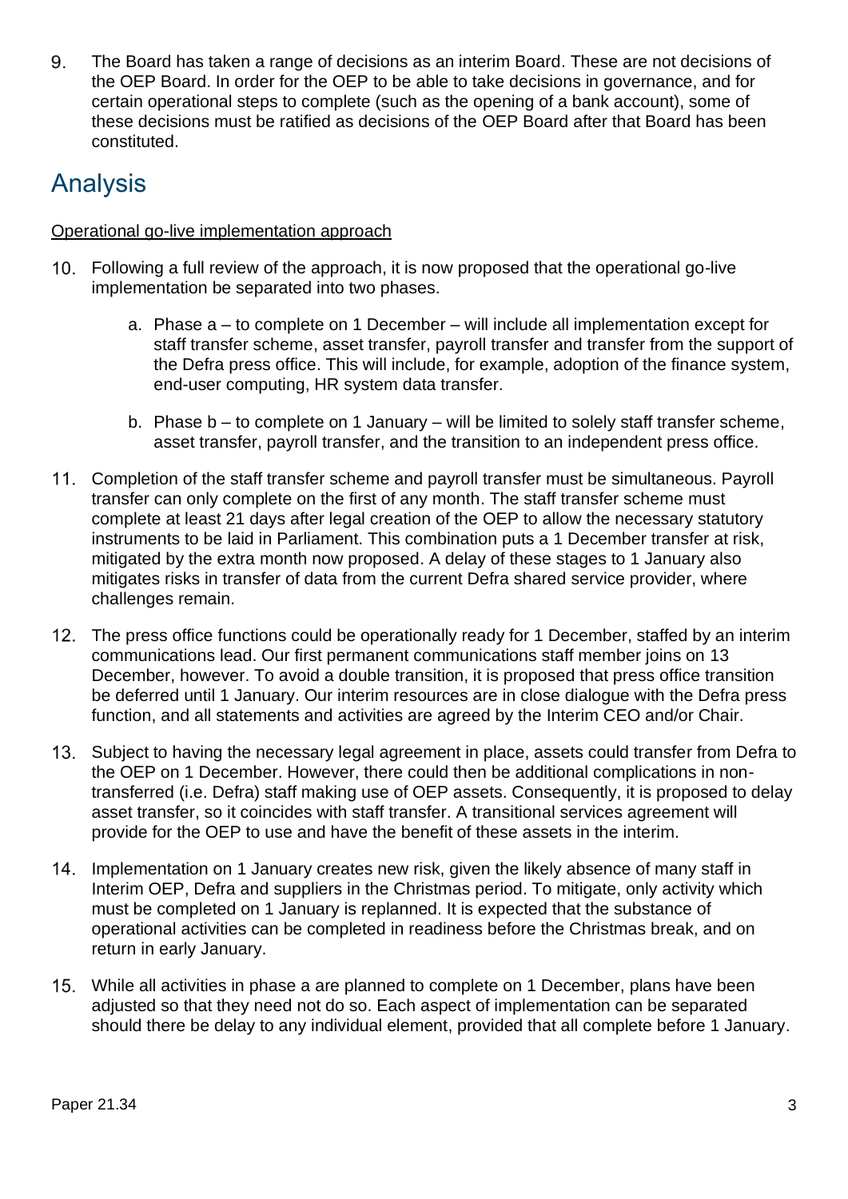9. The Board has taken a range of decisions as an interim Board. These are not decisions of the OEP Board. In order for the OEP to be able to take decisions in governance, and for certain operational steps to complete (such as the opening of a bank account), some of these decisions must be ratified as decisions of the OEP Board after that Board has been constituted.

## Analysis

Operational go-live implementation approach

10. Following a full review of the approach, it is now proposed that the operational go-live implementation be separated into two phases.

    a. Phase a – to complete on 1 December – will include all implementation except for staff transfer scheme, asset transfer, payroll transfer and transfer from the support of the Defra press office. This will include, for example, adoption of the finance system, end-user computing, HR system data transfer.

    b. Phase b – to complete on 1 January – will be limited to solely staff transfer scheme, asset transfer, payroll transfer, and the transition to an independent press office.

11. Completion of the staff transfer scheme and payroll transfer must be simultaneous. Payroll transfer can only complete on the first of any month. The staff transfer scheme must complete at least 21 days after legal creation of the OEP to allow the necessary statutory instruments to be laid in Parliament. This combination puts a 1 December transfer at risk, mitigated by the extra month now proposed. A delay of these stages to 1 January also mitigates risks in transfer of data from the current Defra shared service provider, where challenges remain.

12. The press office functions could be operationally ready for 1 December, staffed by an interim communications lead. Our first permanent communications staff member joins on 13 December, however. To avoid a double transition, it is proposed that press office transition be deferred until 1 January. Our interim resources are in close dialogue with the Defra press function, and all statements and activities are agreed by the Interim CEO and/or Chair.

13. Subject to having the necessary legal agreement in place, assets could transfer from Defra to the OEP on 1 December. However, there could then be additional complications in non-transferred (i.e. Defra) staff making use of OEP assets. Consequently, it is proposed to delay asset transfer, so it coincides with staff transfer. A transitional services agreement will provide for the OEP to use and have the benefit of these assets in the interim.

14. Implementation on 1 January creates new risk, given the likely absence of many staff in Interim OEP, Defra and suppliers in the Christmas period. To mitigate, only activity which must be completed on 1 January is replanned. It is expected that the substance of operational activities can be completed in readiness before the Christmas break, and on return in early January.

15. While all activities in phase a are planned to complete on 1 December, plans have been adjusted so that they need not do so. Each aspect of implementation can be separated should there be delay to any individual element, provided that all complete before 1 January.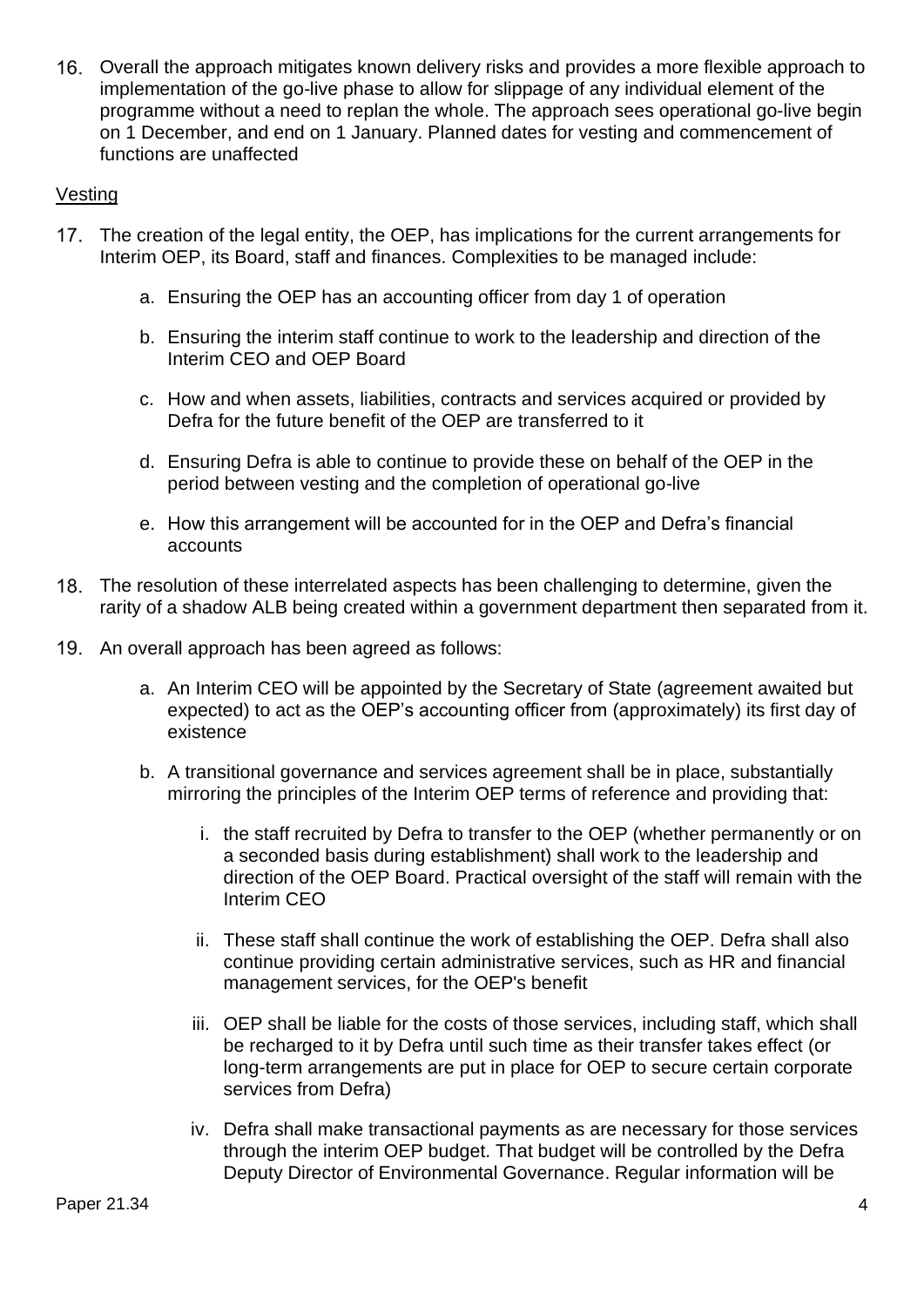16. Overall the approach mitigates known delivery risks and provides a more flexible approach to implementation of the go-live phase to allow for slippage of any individual element of the programme without a need to replan the whole. The approach sees operational go-live begin on 1 December, and end on 1 January. Planned dates for vesting and commencement of functions are unaffected

<u>Vesting</u>

17. The creation of the legal entity, the OEP, has implications for the current arrangements for Interim OEP, its Board, staff and finances. Complexities to be managed include:

    a. Ensuring the OEP has an accounting officer from day 1 of operation

    b. Ensuring the interim staff continue to work to the leadership and direction of the Interim CEO and OEP Board

    c. How and when assets, liabilities, contracts and services acquired or provided by Defra for the future benefit of the OEP are transferred to it

    d. Ensuring Defra is able to continue to provide these on behalf of the OEP in the period between vesting and the completion of operational go-live

    e. How this arrangement will be accounted for in the OEP and Defra's financial accounts

18. The resolution of these interrelated aspects has been challenging to determine, given the rarity of a shadow ALB being created within a government department then separated from it.

19. An overall approach has been agreed as follows:

    a. An Interim CEO will be appointed by the Secretary of State (agreement awaited but expected) to act as the OEP's accounting officer from (approximately) its first day of existence

    b. A transitional governance and services agreement shall be in place, substantially mirroring the principles of the Interim OEP terms of reference and providing that:

        i. the staff recruited by Defra to transfer to the OEP (whether permanently or on a seconded basis during establishment) shall work to the leadership and direction of the OEP Board. Practical oversight of the staff will remain with the Interim CEO

        ii. These staff shall continue the work of establishing the OEP. Defra shall also continue providing certain administrative services, such as HR and financial management services, for the OEP's benefit

        iii. OEP shall be liable for the costs of those services, including staff, which shall be recharged to it by Defra until such time as their transfer takes effect (or long-term arrangements are put in place for OEP to secure certain corporate services from Defra)

        iv. Defra shall make transactional payments as are necessary for those services through the interim OEP budget. That budget will be controlled by the Defra Deputy Director of Environmental Governance. Regular information will be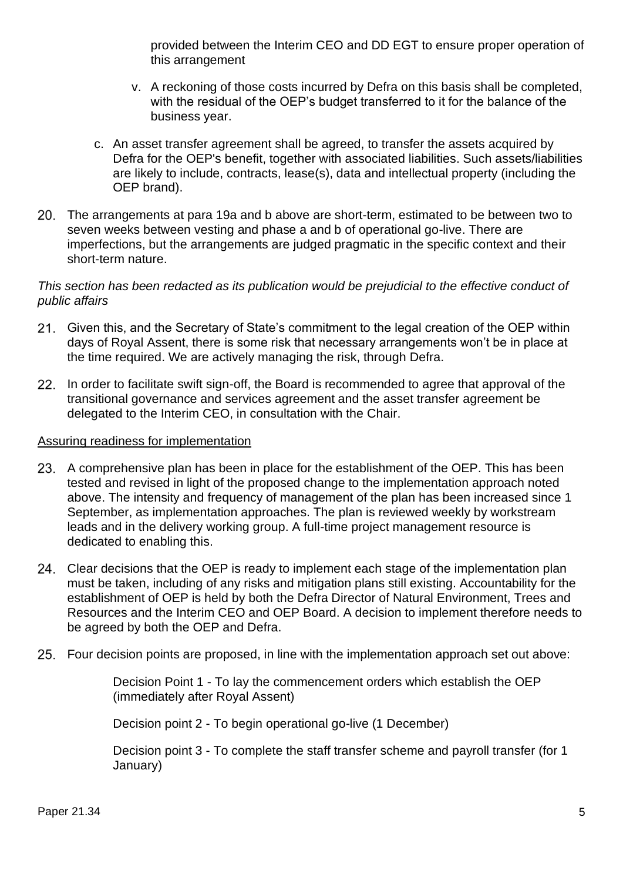provided between the Interim CEO and DD EGT to ensure proper operation of this arrangement

   v. A reckoning of those costs incurred by Defra on this basis shall be completed, with the residual of the OEP's budget transferred to it for the balance of the business year.

c. An asset transfer agreement shall be agreed, to transfer the assets acquired by Defra for the OEP's benefit, together with associated liabilities. Such assets/liabilities are likely to include, contracts, lease(s), data and intellectual property (including the OEP brand).

20. The arrangements at para 19a and b above are short-term, estimated to be between two to seven weeks between vesting and phase a and b of operational go-live. There are imperfections, but the arrangements are judged pragmatic in the specific context and their short-term nature.

*This section has been redacted as its publication would be prejudicial to the effective conduct of public affairs*

21. Given this, and the Secretary of State's commitment to the legal creation of the OEP within days of Royal Assent, there is some risk that necessary arrangements won't be in place at the time required. We are actively managing the risk, through Defra.

22. In order to facilitate swift sign-off, the Board is recommended to agree that approval of the transitional governance and services agreement and the asset transfer agreement be delegated to the Interim CEO, in consultation with the Chair.

<u>Assuring readiness for implementation</u>

23. A comprehensive plan has been in place for the establishment of the OEP. This has been tested and revised in light of the proposed change to the implementation approach noted above. The intensity and frequency of management of the plan has been increased since 1 September, as implementation approaches. The plan is reviewed weekly by workstream leads and in the delivery working group. A full-time project management resource is dedicated to enabling this.

24. Clear decisions that the OEP is ready to implement each stage of the implementation plan must be taken, including of any risks and mitigation plans still existing. Accountability for the establishment of OEP is held by both the Defra Director of Natural Environment, Trees and Resources and the Interim CEO and OEP Board. A decision to implement therefore needs to be agreed by both the OEP and Defra.

25. Four decision points are proposed, in line with the implementation approach set out above:

    Decision Point 1 - To lay the commencement orders which establish the OEP (immediately after Royal Assent)

    Decision point 2 - To begin operational go-live (1 December)

    Decision point 3 - To complete the staff transfer scheme and payroll transfer (for 1 January)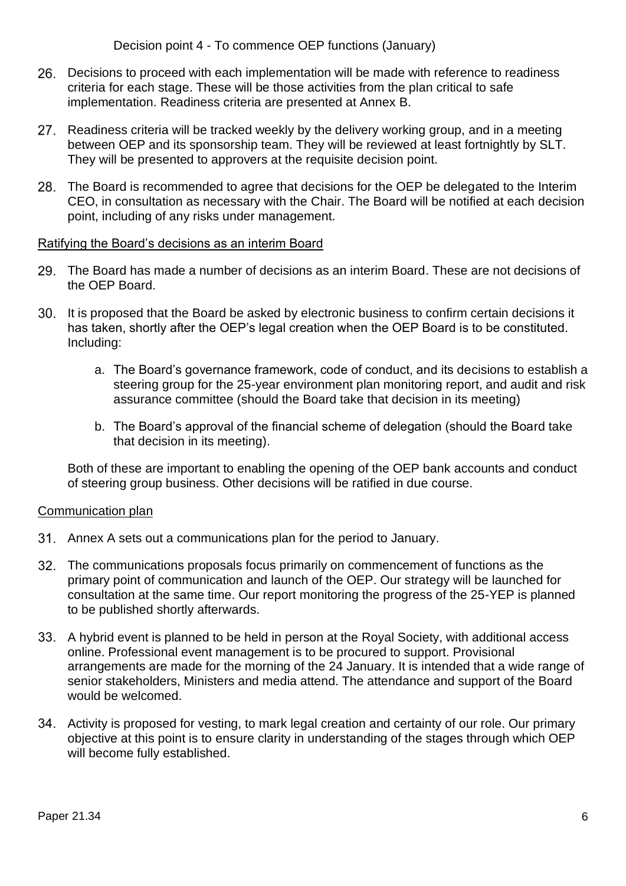Decision point 4 - To commence OEP functions (January)

26. Decisions to proceed with each implementation will be made with reference to readiness criteria for each stage. These will be those activities from the plan critical to safe implementation. Readiness criteria are presented at Annex B.

27. Readiness criteria will be tracked weekly by the delivery working group, and in a meeting between OEP and its sponsorship team. They will be reviewed at least fortnightly by SLT. They will be presented to approvers at the requisite decision point.

28. The Board is recommended to agree that decisions for the OEP be delegated to the Interim CEO, in consultation as necessary with the Chair. The Board will be notified at each decision point, including of any risks under management.

<u>Ratifying the Board's decisions as an interim Board</u>

29. The Board has made a number of decisions as an interim Board. These are not decisions of the OEP Board.

30. It is proposed that the Board be asked by electronic business to confirm certain decisions it has taken, shortly after the OEP's legal creation when the OEP Board is to be constituted. Including:

    a. The Board's governance framework, code of conduct, and its decisions to establish a steering group for the 25-year environment plan monitoring report, and audit and risk assurance committee (should the Board take that decision in its meeting)

    b. The Board's approval of the financial scheme of delegation (should the Board take that decision in its meeting).

    Both of these are important to enabling the opening of the OEP bank accounts and conduct of steering group business. Other decisions will be ratified in due course.

<u>Communication plan</u>

31. Annex A sets out a communications plan for the period to January.

32. The communications proposals focus primarily on commencement of functions as the primary point of communication and launch of the OEP. Our strategy will be launched for consultation at the same time. Our report monitoring the progress of the 25-YEP is planned to be published shortly afterwards.

33. A hybrid event is planned to be held in person at the Royal Society, with additional access online. Professional event management is to be procured to support. Provisional arrangements are made for the morning of the 24 January. It is intended that a wide range of senior stakeholders, Ministers and media attend. The attendance and support of the Board would be welcomed.

34. Activity is proposed for vesting, to mark legal creation and certainty of our role. Our primary objective at this point is to ensure clarity in understanding of the stages through which OEP will become fully established.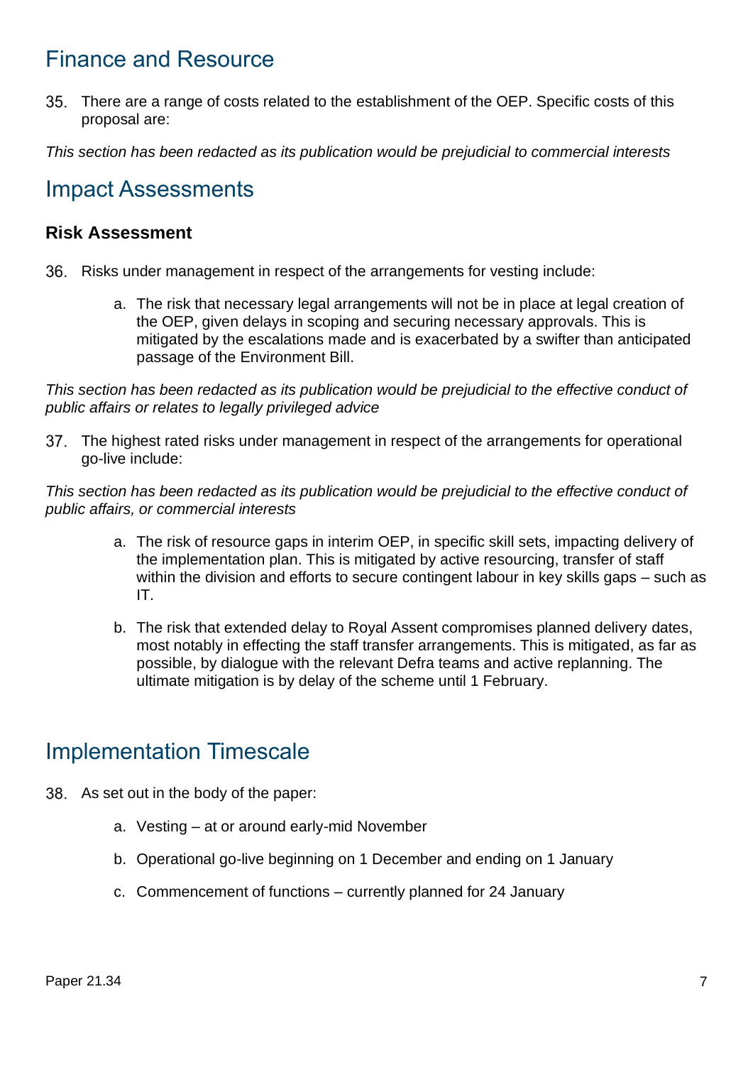## Finance and Resource

35. There are a range of costs related to the establishment of the OEP. Specific costs of this proposal are:

*This section has been redacted as its publication would be prejudicial to commercial interests*

## Impact Assessments

### Risk Assessment

36. Risks under management in respect of the arrangements for vesting include:

    a. The risk that necessary legal arrangements will not be in place at legal creation of the OEP, given delays in scoping and securing necessary approvals. This is mitigated by the escalations made and is exacerbated by a swifter than anticipated passage of the Environment Bill.

*This section has been redacted as its publication would be prejudicial to the effective conduct of public affairs or relates to legally privileged advice*

37. The highest rated risks under management in respect of the arrangements for operational go-live include:

*This section has been redacted as its publication would be prejudicial to the effective conduct of public affairs, or commercial interests*

   a. The risk of resource gaps in interim OEP, in specific skill sets, impacting delivery of the implementation plan. This is mitigated by active resourcing, transfer of staff within the division and efforts to secure contingent labour in key skills gaps – such as IT.

   b. The risk that extended delay to Royal Assent compromises planned delivery dates, most notably in effecting the staff transfer arrangements. This is mitigated, as far as possible, by dialogue with the relevant Defra teams and active replanning. The ultimate mitigation is by delay of the scheme until 1 February.

## Implementation Timescale

38. As set out in the body of the paper:

    a. Vesting – at or around early-mid November

    b. Operational go-live beginning on 1 December and ending on 1 January

    c. Commencement of functions – currently planned for 24 January

Paper 21.34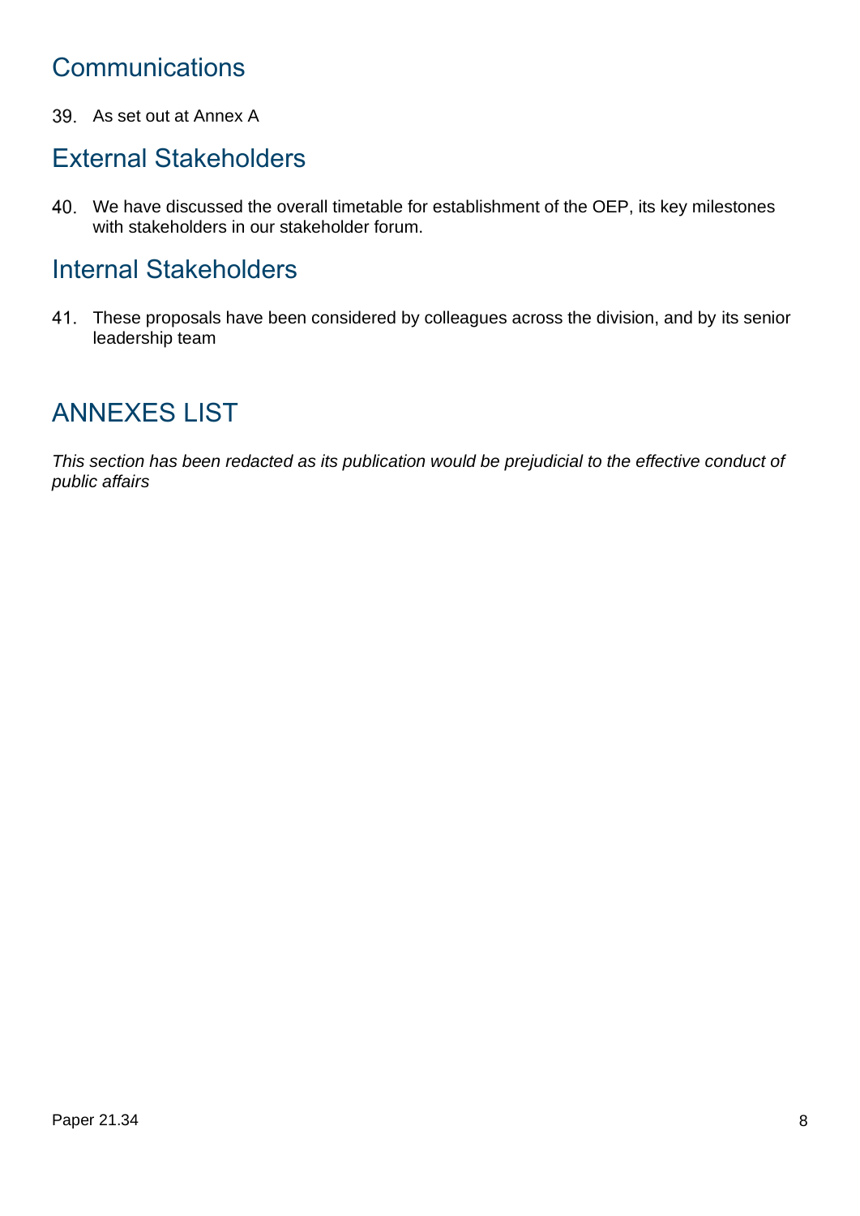## Communications

39. As set out at Annex A

## External Stakeholders

40. We have discussed the overall timetable for establishment of the OEP, its key milestones with stakeholders in our stakeholder forum.

## Internal Stakeholders

41. These proposals have been considered by colleagues across the division, and by its senior leadership team

## ANNEXES LIST

*This section has been redacted as its publication would be prejudicial to the effective conduct of public affairs*

Paper 21.34